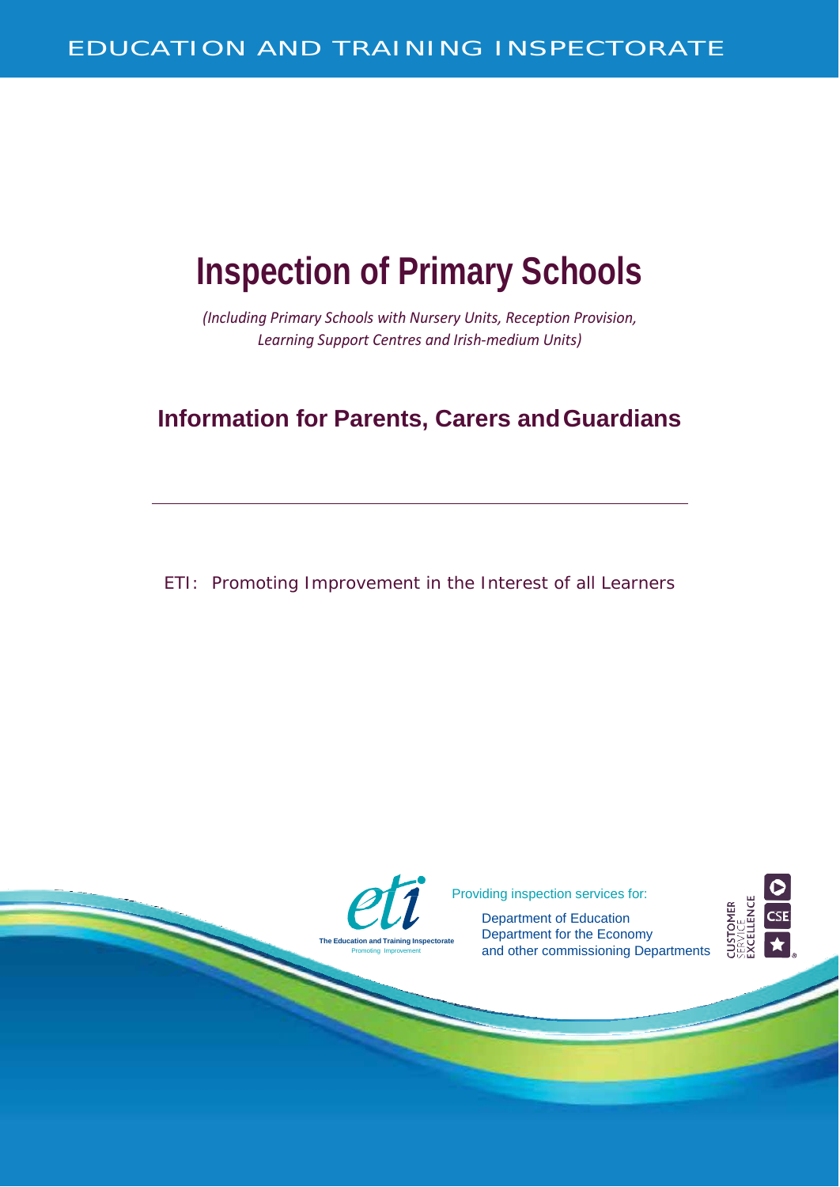EDUCATION AND TRAINING INSPECTORATE

# Inspection of Primary Schools

*(Including Primary Schools with Nursery Units, Reception Provision, Learning Support Centres and Irish-medium Units)*

## Information for Parents, Carers and Guardians

---

ETI: Promoting Improvement in the Interest of all Learners

The Education and Training Inspectorate
Promoting Improvement

Providing inspection services for:

Department of Education
Department for the Economy
and other commissioning Departments

CUSTOMER SERVICE EXCELLENCE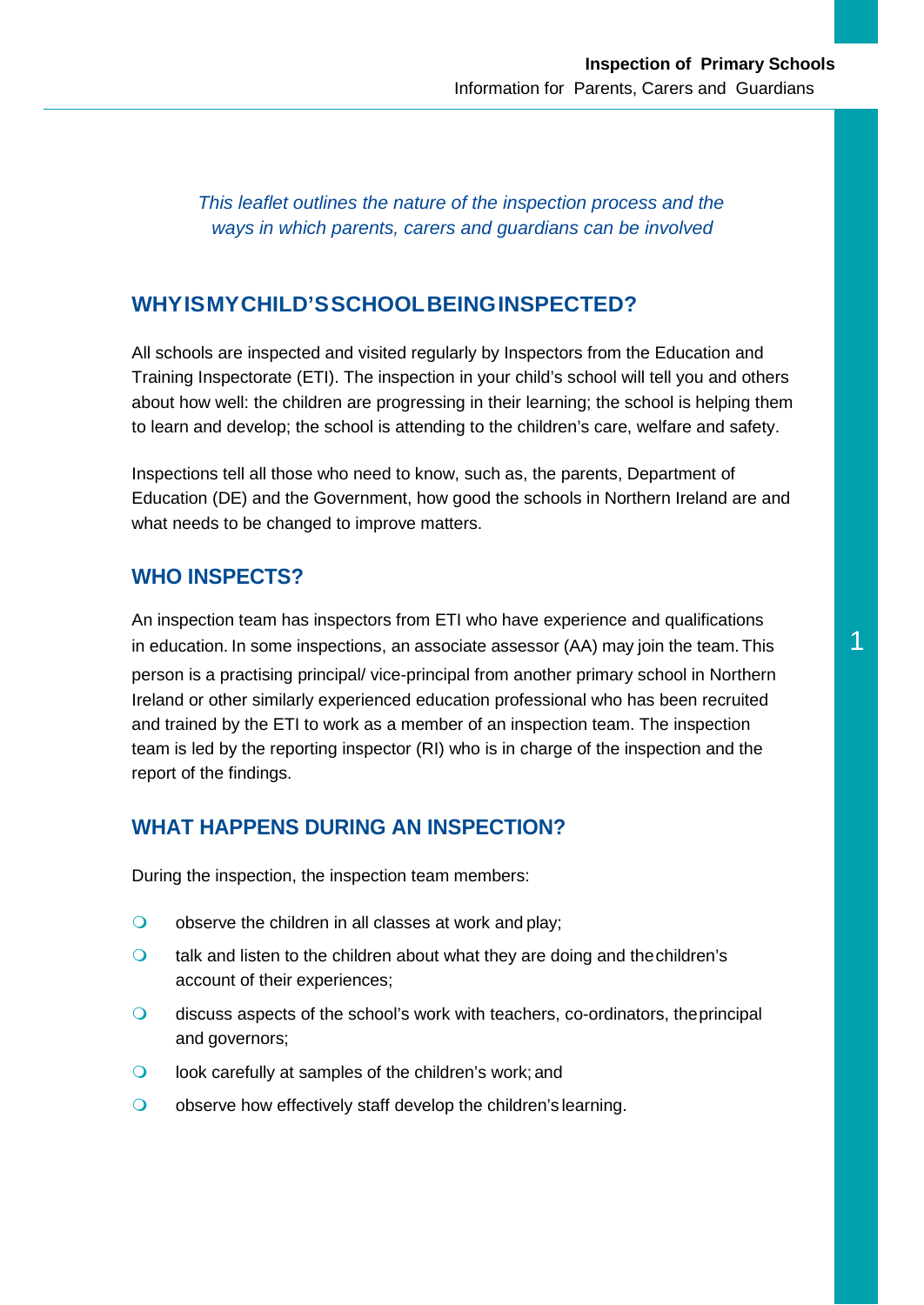*This leaflet outlines the nature of the inspection process and the ways in which parents, carers and guardians can be involved*

## WHY IS MY CHILD'S SCHOOL BEING INSPECTED?

All schools are inspected and visited regularly by Inspectors from the Education and Training Inspectorate (ETI). The inspection in your child's school will tell you and others about how well: the children are progressing in their learning; the school is helping them to learn and develop; the school is attending to the children's care, welfare and safety.

Inspections tell all those who need to know, such as, the parents, Department of Education (DE) and the Government, how good the schools in Northern Ireland are and what needs to be changed to improve matters.

## WHO INSPECTS?

An inspection team has inspectors from ETI who have experience and qualifications in education. In some inspections, an associate assessor (AA) may join the team. This person is a practising principal/ vice-principal from another primary school in Northern Ireland or other similarly experienced education professional who has been recruited and trained by the ETI to work as a member of an inspection team. The inspection team is led by the reporting inspector (RI) who is in charge of the inspection and the report of the findings.

## WHAT HAPPENS DURING AN INSPECTION?

During the inspection, the inspection team members:

- observe the children in all classes at work and play;
- talk and listen to the children about what they are doing and the children's account of their experiences;
- discuss aspects of the school's work with teachers, co-ordinators, the principal and governors;
- look carefully at samples of the children's work; and
- observe how effectively staff develop the children's learning.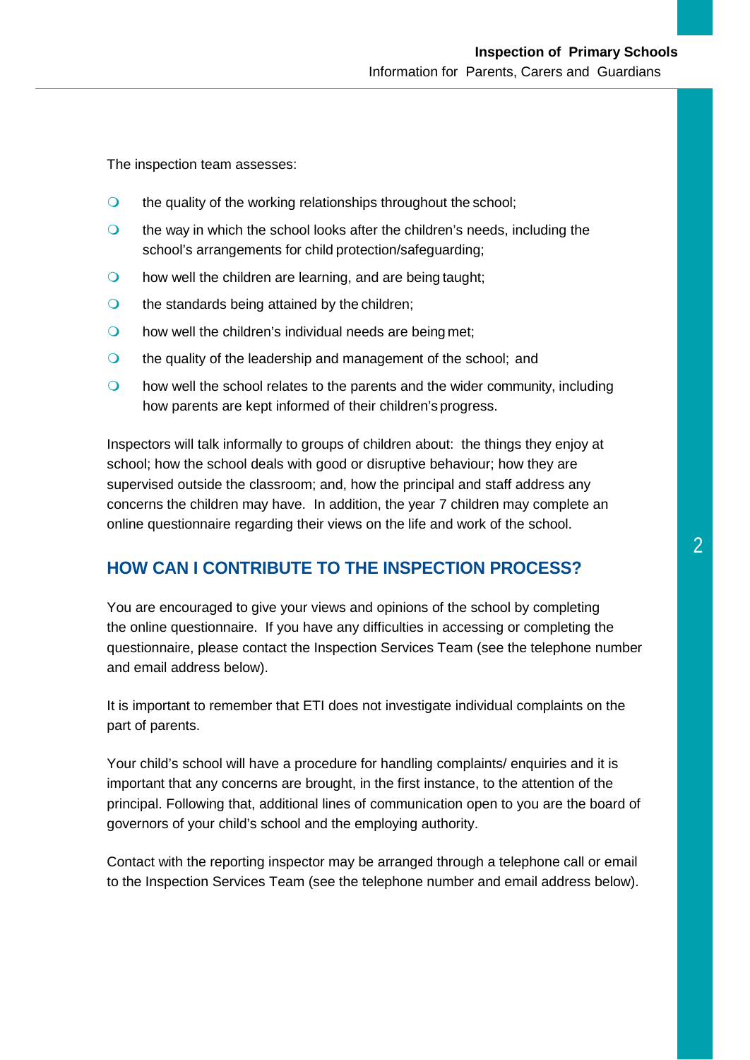The inspection team assesses:

- the quality of the working relationships throughout the school;
- the way in which the school looks after the children's needs, including the school's arrangements for child protection/safeguarding;
- how well the children are learning, and are being taught;
- the standards being attained by the children;
- how well the children's individual needs are being met;
- the quality of the leadership and management of the school; and
- how well the school relates to the parents and the wider community, including how parents are kept informed of their children's progress.

Inspectors will talk informally to groups of children about: the things they enjoy at school; how the school deals with good or disruptive behaviour; how they are supervised outside the classroom; and, how the principal and staff address any concerns the children may have. In addition, the year 7 children may complete an online questionnaire regarding their views on the life and work of the school.

## HOW CAN I CONTRIBUTE TO THE INSPECTION PROCESS?

You are encouraged to give your views and opinions of the school by completing the online questionnaire. If you have any difficulties in accessing or completing the questionnaire, please contact the Inspection Services Team (see the telephone number and email address below).

It is important to remember that ETI does not investigate individual complaints on the part of parents.

Your child's school will have a procedure for handling complaints/ enquiries and it is important that any concerns are brought, in the first instance, to the attention of the principal. Following that, additional lines of communication open to you are the board of governors of your child's school and the employing authority.

Contact with the reporting inspector may be arranged through a telephone call or email to the Inspection Services Team (see the telephone number and email address below).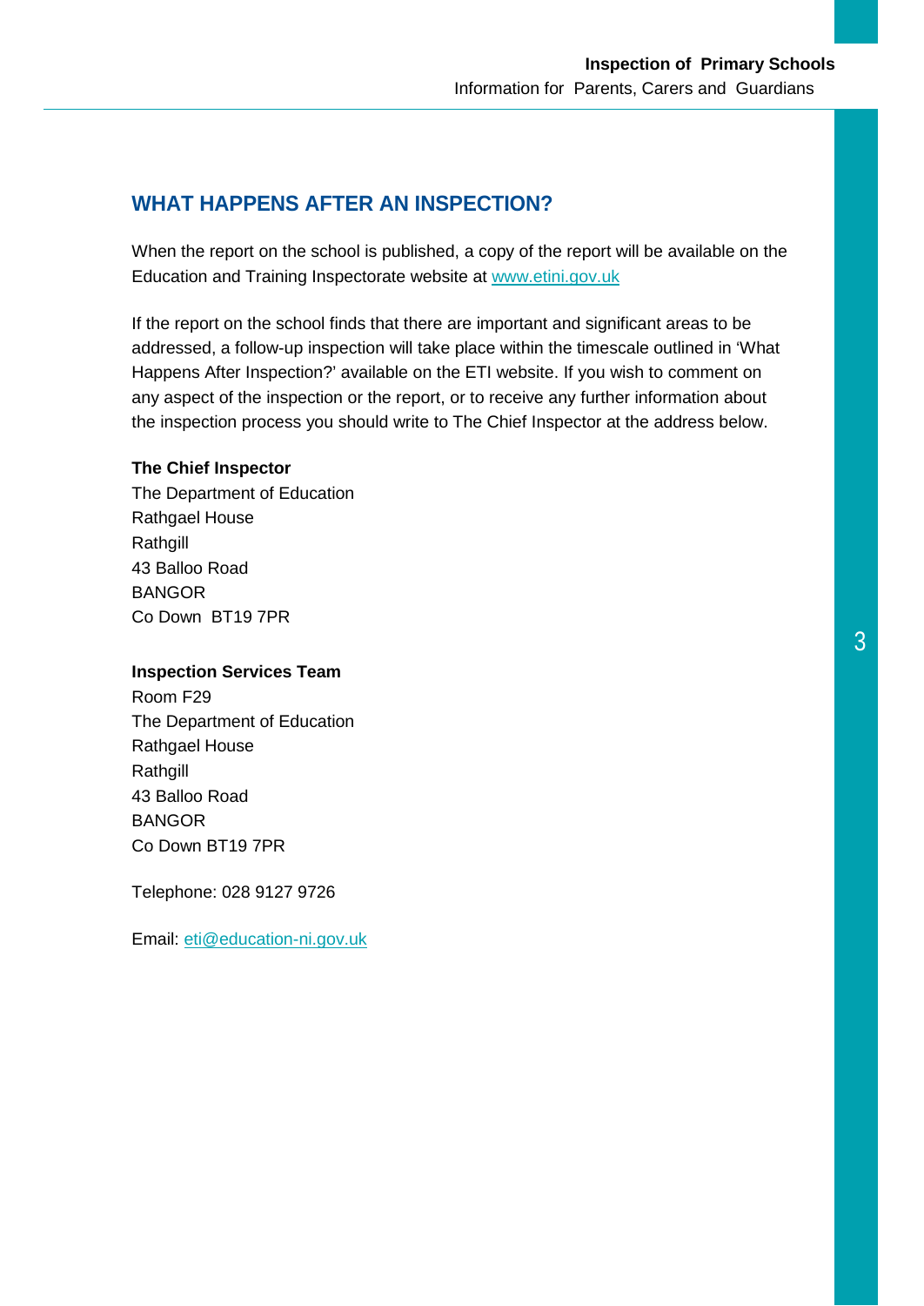## WHAT HAPPENS AFTER AN INSPECTION?

When the report on the school is published, a copy of the report will be available on the Education and Training Inspectorate website at www.etini.gov.uk

If the report on the school finds that there are important and significant areas to be addressed, a follow-up inspection will take place within the timescale outlined in 'What Happens After Inspection?' available on the ETI website. If you wish to comment on any aspect of the inspection or the report, or to receive any further information about the inspection process you should write to The Chief Inspector at the address below.

**The Chief Inspector**
The Department of Education
Rathgael House
Rathgill
43 Balloo Road
BANGOR
Co Down  BT19 7PR

**Inspection Services Team**
Room F29
The Department of Education
Rathgael House
Rathgill
43 Balloo Road
BANGOR
Co Down BT19 7PR

Telephone: 028 9127 9726

Email: eti@education-ni.gov.uk